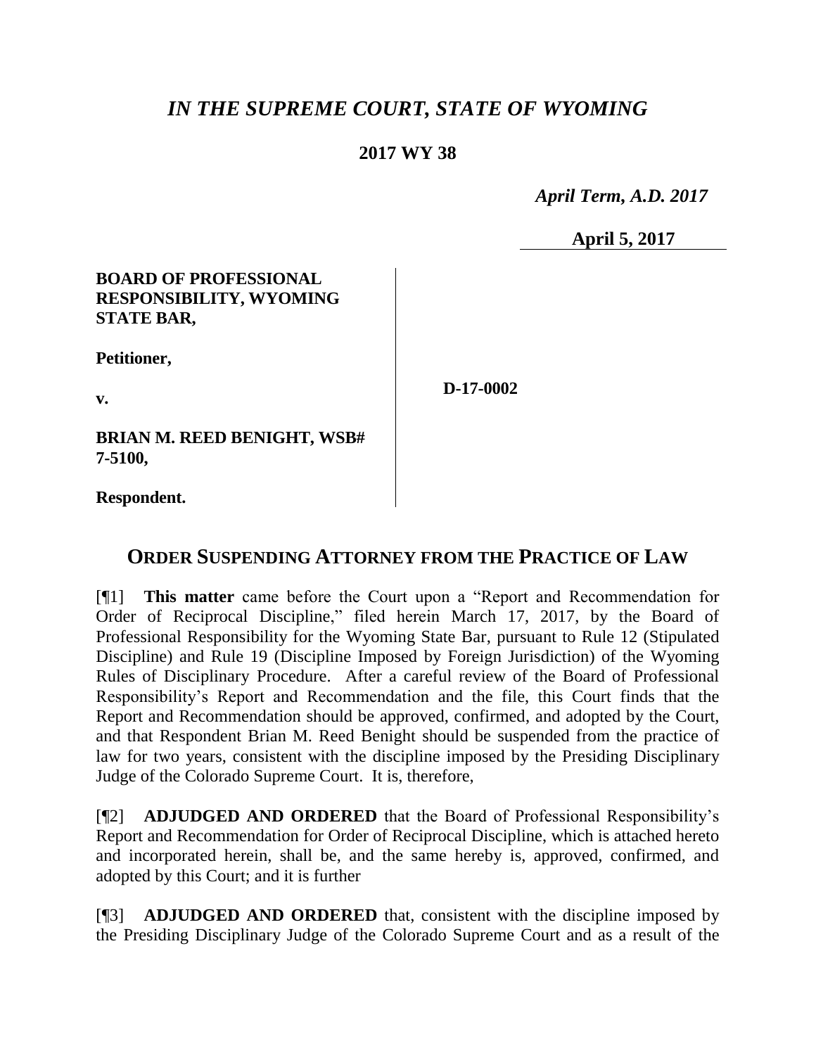# *IN THE SUPREME COURT, STATE OF WYOMING*

**2017 WY 38**

*April Term, A.D. 2017*

**April 5, 2017**

| | |
|---|---|
| **BOARD OF PROFESSIONAL RESPONSIBILITY, WYOMING STATE BAR,**<br><br>**Petitioner,**<br><br>**v.**<br><br>**BRIAN M. REED BENIGHT, WSB# 7-5100,**<br><br>**Respondent.** | **D-17-0002** |

## ORDER SUSPENDING ATTORNEY FROM THE PRACTICE OF LAW

[¶1] **This matter** came before the Court upon a "Report and Recommendation for Order of Reciprocal Discipline," filed herein March 17, 2017, by the Board of Professional Responsibility for the Wyoming State Bar, pursuant to Rule 12 (Stipulated Discipline) and Rule 19 (Discipline Imposed by Foreign Jurisdiction) of the Wyoming Rules of Disciplinary Procedure. After a careful review of the Board of Professional Responsibility's Report and Recommendation and the file, this Court finds that the Report and Recommendation should be approved, confirmed, and adopted by the Court, and that Respondent Brian M. Reed Benight should be suspended from the practice of law for two years, consistent with the discipline imposed by the Presiding Disciplinary Judge of the Colorado Supreme Court. It is, therefore,

[¶2] **ADJUDGED AND ORDERED** that the Board of Professional Responsibility's Report and Recommendation for Order of Reciprocal Discipline, which is attached hereto and incorporated herein, shall be, and the same hereby is, approved, confirmed, and adopted by this Court; and it is further

[¶3] **ADJUDGED AND ORDERED** that, consistent with the discipline imposed by the Presiding Disciplinary Judge of the Colorado Supreme Court and as a result of the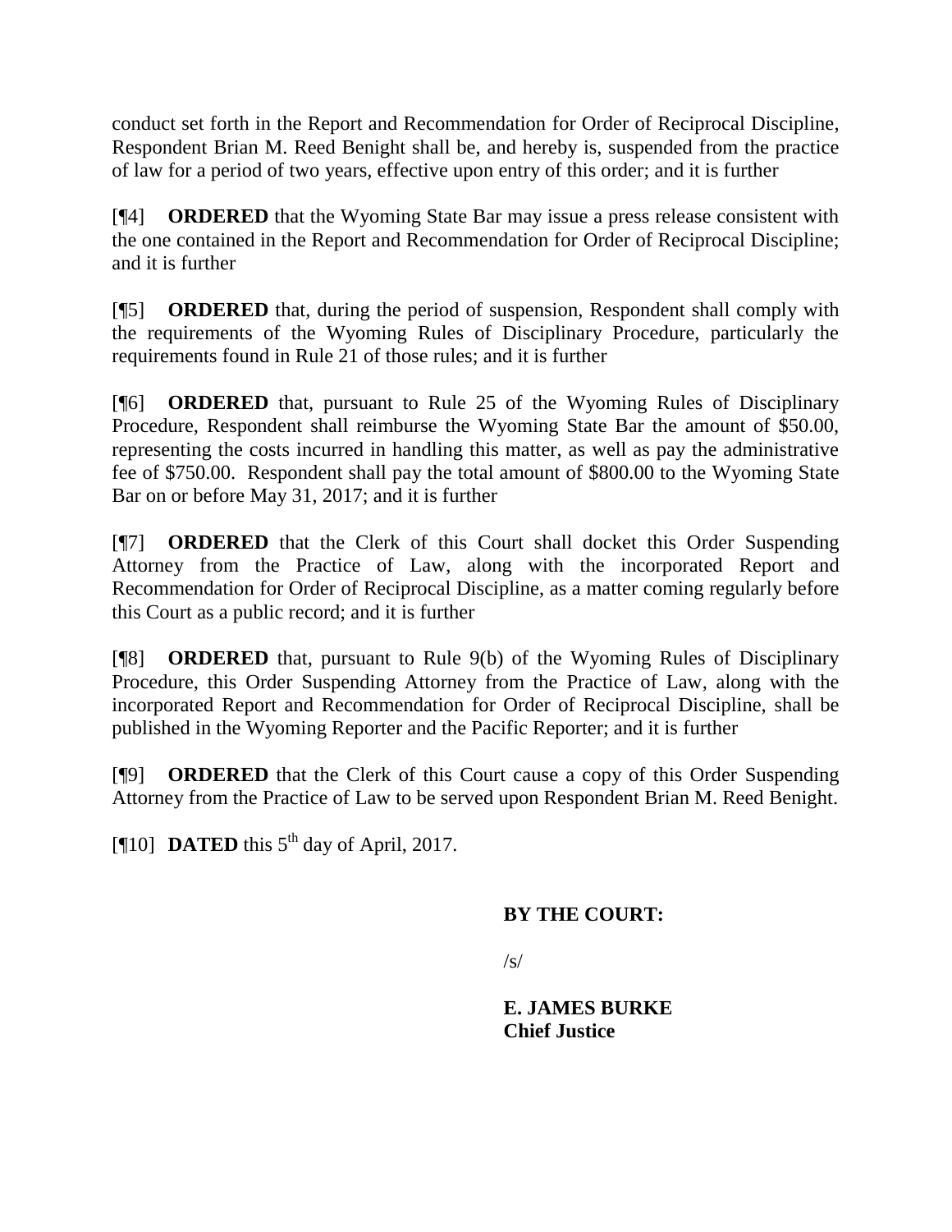conduct set forth in the Report and Recommendation for Order of Reciprocal Discipline, Respondent Brian M. Reed Benight shall be, and hereby is, suspended from the practice of law for a period of two years, effective upon entry of this order; and it is further

[¶4] **ORDERED** that the Wyoming State Bar may issue a press release consistent with the one contained in the Report and Recommendation for Order of Reciprocal Discipline; and it is further

[¶5] **ORDERED** that, during the period of suspension, Respondent shall comply with the requirements of the Wyoming Rules of Disciplinary Procedure, particularly the requirements found in Rule 21 of those rules; and it is further

[¶6] **ORDERED** that, pursuant to Rule 25 of the Wyoming Rules of Disciplinary Procedure, Respondent shall reimburse the Wyoming State Bar the amount of $50.00, representing the costs incurred in handling this matter, as well as pay the administrative fee of $750.00. Respondent shall pay the total amount of $800.00 to the Wyoming State Bar on or before May 31, 2017; and it is further

[¶7] **ORDERED** that the Clerk of this Court shall docket this Order Suspending Attorney from the Practice of Law, along with the incorporated Report and Recommendation for Order of Reciprocal Discipline, as a matter coming regularly before this Court as a public record; and it is further

[¶8] **ORDERED** that, pursuant to Rule 9(b) of the Wyoming Rules of Disciplinary Procedure, this Order Suspending Attorney from the Practice of Law, along with the incorporated Report and Recommendation for Order of Reciprocal Discipline, shall be published in the Wyoming Reporter and the Pacific Reporter; and it is further

[¶9] **ORDERED** that the Clerk of this Court cause a copy of this Order Suspending Attorney from the Practice of Law to be served upon Respondent Brian M. Reed Benight.

[¶10] **DATED** this 5th day of April, 2017.

**BY THE COURT:**

/s/

**E. JAMES BURKE**
**Chief Justice**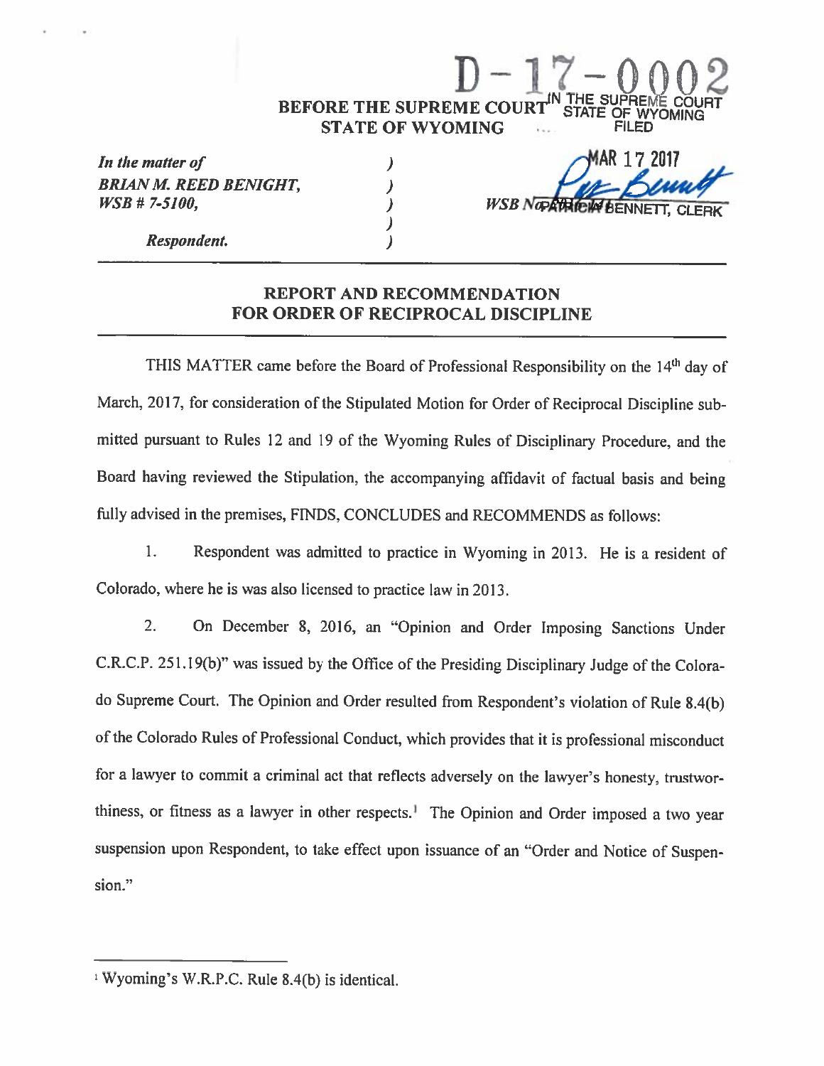D-17-0002

**BEFORE THE SUPREME COURT**
**STATE OF WYOMING**

IN THE SUPREME COURT
STATE OF WYOMING
FILED

MAR 17 2017

PATRICIA BENNETT, CLERK

*In the matter of*
***BRIAN M. REED BENIGHT,***
***WSB # 7-5100,***

*Respondent.*

)
)
) *WSB No.*
)
)

## REPORT AND RECOMMENDATION FOR ORDER OF RECIPROCAL DISCIPLINE

THIS MATTER came before the Board of Professional Responsibility on the 14th day of March, 2017, for consideration of the Stipulated Motion for Order of Reciprocal Discipline submitted pursuant to Rules 12 and 19 of the Wyoming Rules of Disciplinary Procedure, and the Board having reviewed the Stipulation, the accompanying affidavit of factual basis and being fully advised in the premises, FINDS, CONCLUDES and RECOMMENDS as follows:

1. Respondent was admitted to practice in Wyoming in 2013. He is a resident of Colorado, where he is was also licensed to practice law in 2013.

2. On December 8, 2016, an "Opinion and Order Imposing Sanctions Under C.R.C.P. 251.19(b)" was issued by the Office of the Presiding Disciplinary Judge of the Colorado Supreme Court. The Opinion and Order resulted from Respondent's violation of Rule 8.4(b) of the Colorado Rules of Professional Conduct, which provides that it is professional misconduct for a lawyer to commit a criminal act that reflects adversely on the lawyer's honesty, trustworthiness, or fitness as a lawyer in other respects.[1] The Opinion and Order imposed a two year suspension upon Respondent, to take effect upon issuance of an "Order and Notice of Suspension."

---

[1] Wyoming's W.R.P.C. Rule 8.4(b) is identical.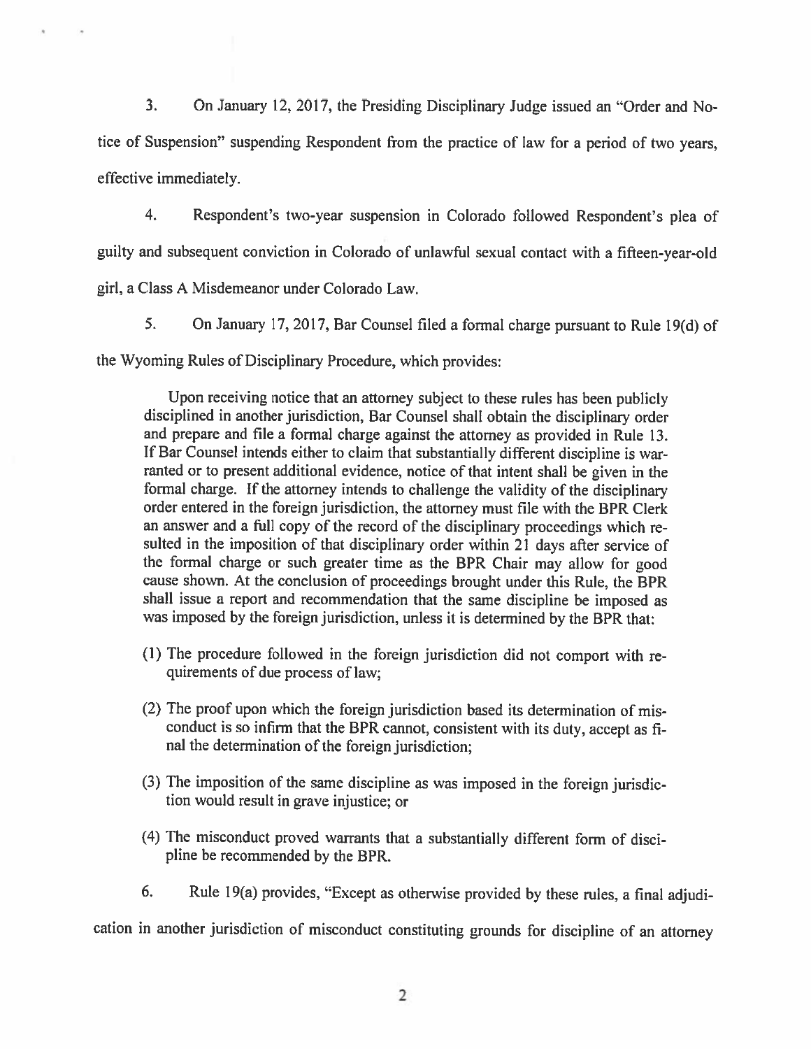3. On January 12, 2017, the Presiding Disciplinary Judge issued an "Order and Notice of Suspension" suspending Respondent from the practice of law for a period of two years, effective immediately.

4. Respondent's two-year suspension in Colorado followed Respondent's plea of guilty and subsequent conviction in Colorado of unlawful sexual contact with a fifteen-year-old girl, a Class A Misdemeanor under Colorado Law.

5. On January 17, 2017, Bar Counsel filed a formal charge pursuant to Rule 19(d) of the Wyoming Rules of Disciplinary Procedure, which provides:

> Upon receiving notice that an attorney subject to these rules has been publicly disciplined in another jurisdiction, Bar Counsel shall obtain the disciplinary order and prepare and file a formal charge against the attorney as provided in Rule 13. If Bar Counsel intends either to claim that substantially different discipline is warranted or to present additional evidence, notice of that intent shall be given in the formal charge. If the attorney intends to challenge the validity of the disciplinary order entered in the foreign jurisdiction, the attorney must file with the BPR Clerk an answer and a full copy of the record of the disciplinary proceedings which resulted in the imposition of that disciplinary order within 21 days after service of the formal charge or such greater time as the BPR Chair may allow for good cause shown. At the conclusion of proceedings brought under this Rule, the BPR shall issue a report and recommendation that the same discipline be imposed as was imposed by the foreign jurisdiction, unless it is determined by the BPR that:
>
> (1) The procedure followed in the foreign jurisdiction did not comport with requirements of due process of law;
>
> (2) The proof upon which the foreign jurisdiction based its determination of misconduct is so infirm that the BPR cannot, consistent with its duty, accept as final the determination of the foreign jurisdiction;
>
> (3) The imposition of the same discipline as was imposed in the foreign jurisdiction would result in grave injustice; or
>
> (4) The misconduct proved warrants that a substantially different form of discipline be recommended by the BPR.

6. Rule 19(a) provides, "Except as otherwise provided by these rules, a final adjudication in another jurisdiction of misconduct constituting grounds for discipline of an attorney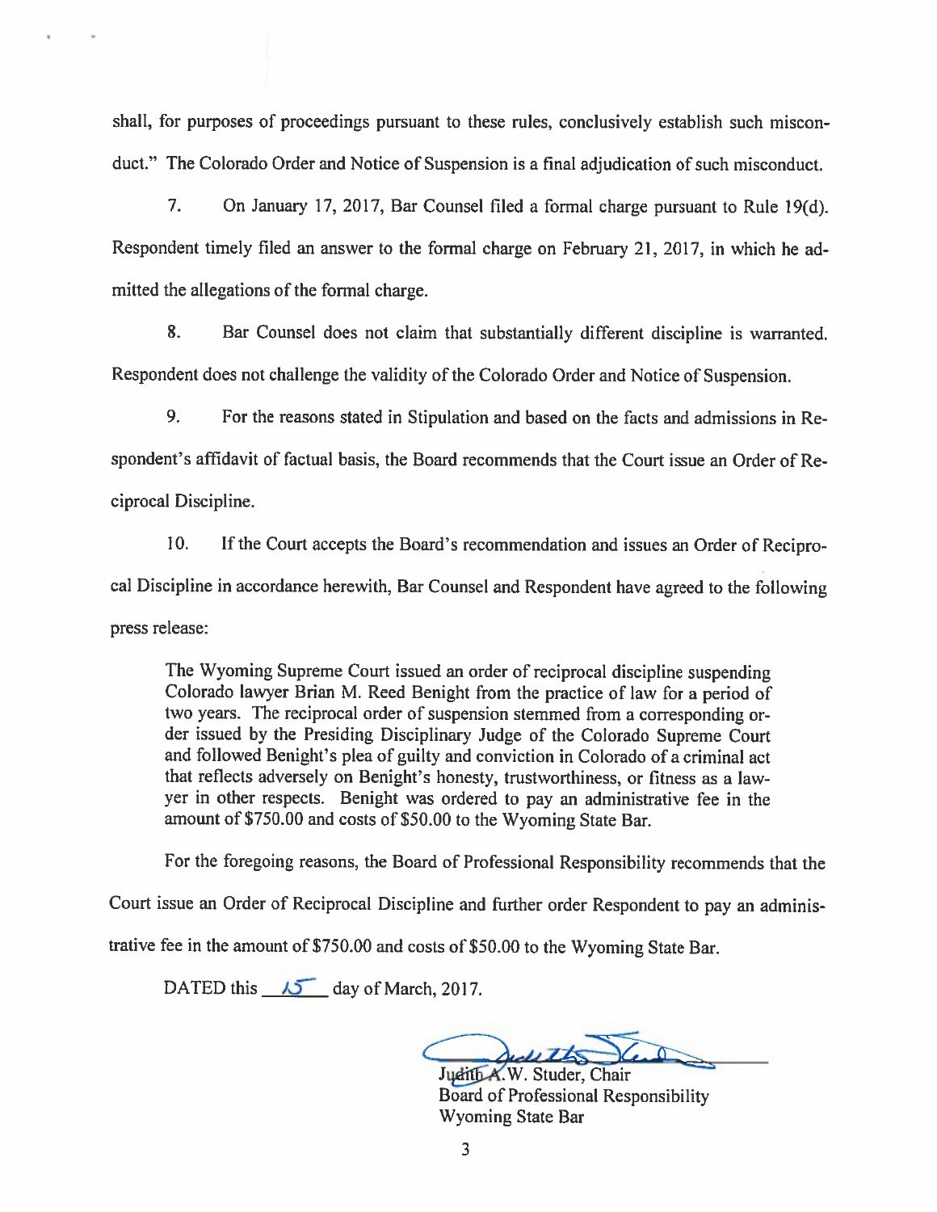shall, for purposes of proceedings pursuant to these rules, conclusively establish such misconduct." The Colorado Order and Notice of Suspension is a final adjudication of such misconduct.

7. On January 17, 2017, Bar Counsel filed a formal charge pursuant to Rule 19(d). Respondent timely filed an answer to the formal charge on February 21, 2017, in which he admitted the allegations of the formal charge.

8. Bar Counsel does not claim that substantially different discipline is warranted. Respondent does not challenge the validity of the Colorado Order and Notice of Suspension.

9. For the reasons stated in Stipulation and based on the facts and admissions in Respondent's affidavit of factual basis, the Board recommends that the Court issue an Order of Reciprocal Discipline.

10. If the Court accepts the Board's recommendation and issues an Order of Reciprocal Discipline in accordance herewith, Bar Counsel and Respondent have agreed to the following press release:

> The Wyoming Supreme Court issued an order of reciprocal discipline suspending Colorado lawyer Brian M. Reed Benight from the practice of law for a period of two years. The reciprocal order of suspension stemmed from a corresponding order issued by the Presiding Disciplinary Judge of the Colorado Supreme Court and followed Benight's plea of guilty and conviction in Colorado of a criminal act that reflects adversely on Benight's honesty, trustworthiness, or fitness as a lawyer in other respects. Benight was ordered to pay an administrative fee in the amount of $750.00 and costs of $50.00 to the Wyoming State Bar.

For the foregoing reasons, the Board of Professional Responsibility recommends that the Court issue an Order of Reciprocal Discipline and further order Respondent to pay an administrative fee in the amount of $750.00 and costs of $50.00 to the Wyoming State Bar.

DATED this 15 day of March, 2017.

Judith A.W. Studer, Chair
Board of Professional Responsibility
Wyoming State Bar